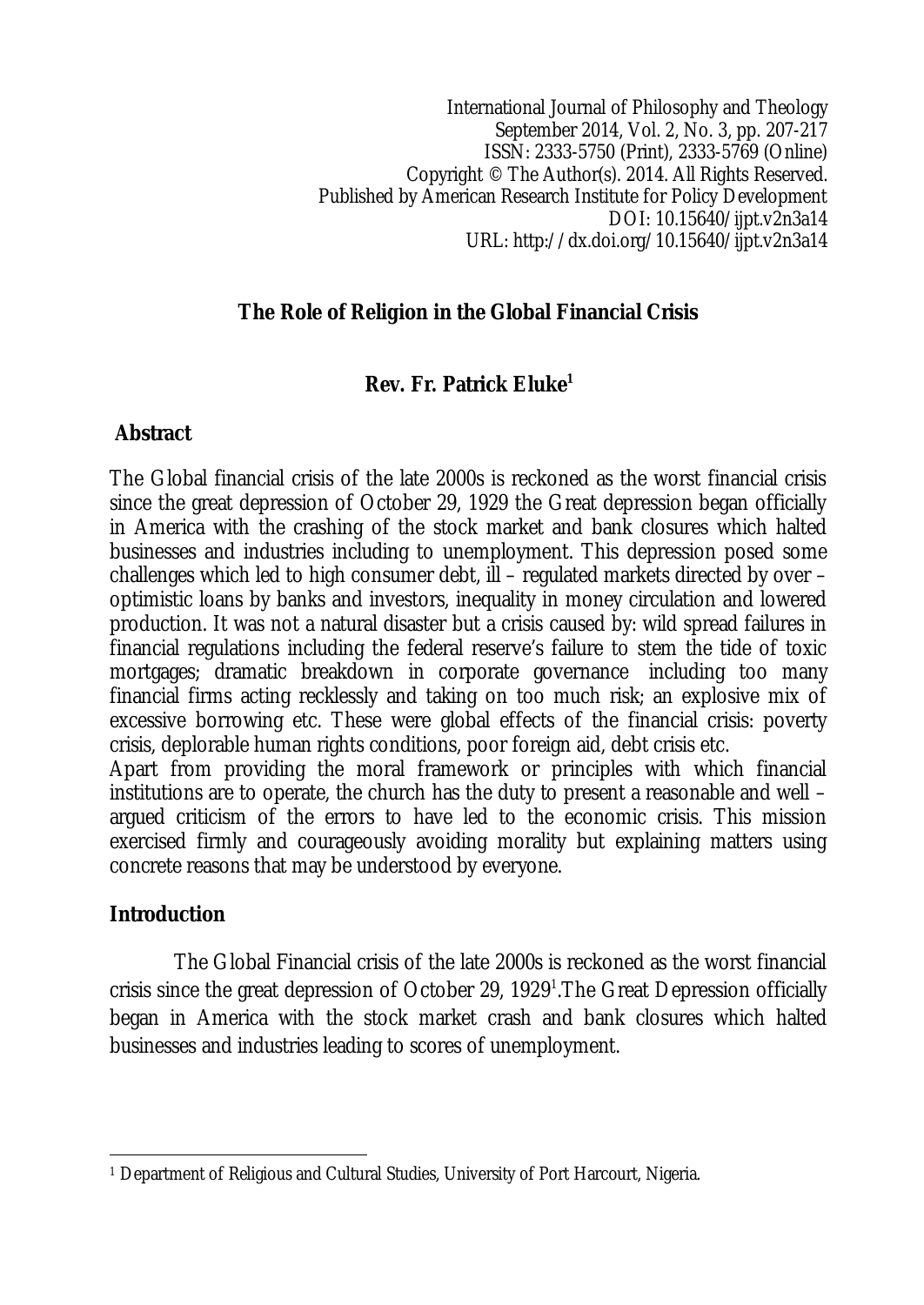International Journal of Philosophy and Theology
September 2014, Vol. 2, No. 3, pp. 207-217
ISSN: 2333-5750 (Print), 2333-5769 (Online)
Copyright © The Author(s). 2014. All Rights Reserved.
Published by American Research Institute for Policy Development
DOI: 10.15640/ijpt.v2n3a14
URL: http://dx.doi.org/10.15640/ijpt.v2n3a14

# The Role of Religion in the Global Financial Crisis

**Rev. Fr. Patrick Eluke[1]**

## Abstract

The Global financial crisis of the late 2000s is reckoned as the worst financial crisis since the great depression of October 29, 1929 the Great depression began officially in America with the crashing of the stock market and bank closures which halted businesses and industries including to unemployment. This depression posed some challenges which led to high consumer debt, ill – regulated markets directed by over – optimistic loans by banks and investors, inequality in money circulation and lowered production. It was not a natural disaster but a crisis caused by: wild spread failures in financial regulations including the federal reserve's failure to stem the tide of toxic mortgages; dramatic breakdown in corporate governance including too many financial firms acting recklessly and taking on too much risk; an explosive mix of excessive borrowing etc. These were global effects of the financial crisis: poverty crisis, deplorable human rights conditions, poor foreign aid, debt crisis etc.

Apart from providing the moral framework or principles with which financial institutions are to operate, the church has the duty to present a reasonable and well – argued criticism of the errors to have led to the economic crisis. This mission exercised firmly and courageously avoiding morality but explaining matters using concrete reasons that may be understood by everyone.

## Introduction

The Global Financial crisis of the late 2000s is reckoned as the worst financial crisis since the great depression of October 29, 1929[1].The Great Depression officially began in America with the stock market crash and bank closures which halted businesses and industries leading to scores of unemployment.

---

[1] Department of Religious and Cultural Studies, University of Port Harcourt, Nigeria.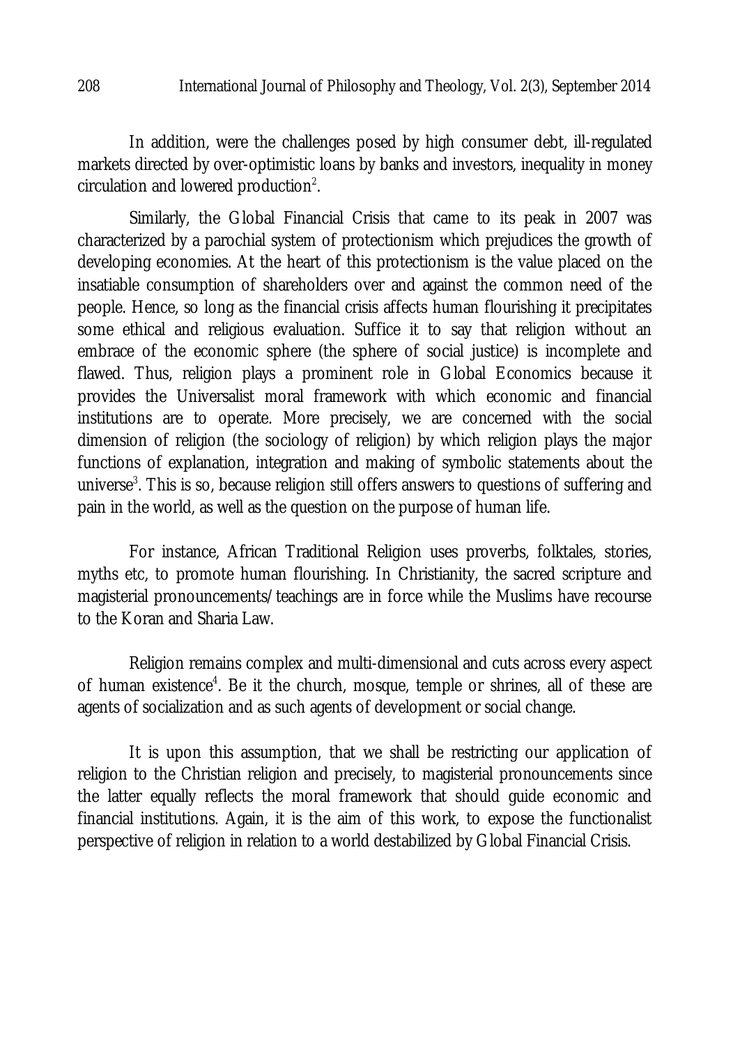In addition, were the challenges posed by high consumer debt, ill-regulated markets directed by over-optimistic loans by banks and investors, inequality in money circulation and lowered production[2].

Similarly, the Global Financial Crisis that came to its peak in 2007 was characterized by a parochial system of protectionism which prejudices the growth of developing economies. At the heart of this protectionism is the value placed on the insatiable consumption of shareholders over and against the common need of the people. Hence, so long as the financial crisis affects human flourishing it precipitates some ethical and religious evaluation. Suffice it to say that religion without an embrace of the economic sphere (the sphere of social justice) is incomplete and flawed. Thus, religion plays a prominent role in Global Economics because it provides the Universalist moral framework with which economic and financial institutions are to operate. More precisely, we are concerned with the social dimension of religion (the sociology of religion) by which religion plays the major functions of explanation, integration and making of symbolic statements about the universe[3]. This is so, because religion still offers answers to questions of suffering and pain in the world, as well as the question on the purpose of human life.

For instance, African Traditional Religion uses proverbs, folktales, stories, myths etc, to promote human flourishing. In Christianity, the sacred scripture and magisterial pronouncements/teachings are in force while the Muslims have recourse to the Koran and Sharia Law.

Religion remains complex and multi-dimensional and cuts across every aspect of human existence[4]. Be it the church, mosque, temple or shrines, all of these are agents of socialization and as such agents of development or social change.

It is upon this assumption, that we shall be restricting our application of religion to the Christian religion and precisely, to magisterial pronouncements since the latter equally reflects the moral framework that should guide economic and financial institutions. Again, it is the aim of this work, to expose the functionalist perspective of religion in relation to a world destabilized by Global Financial Crisis.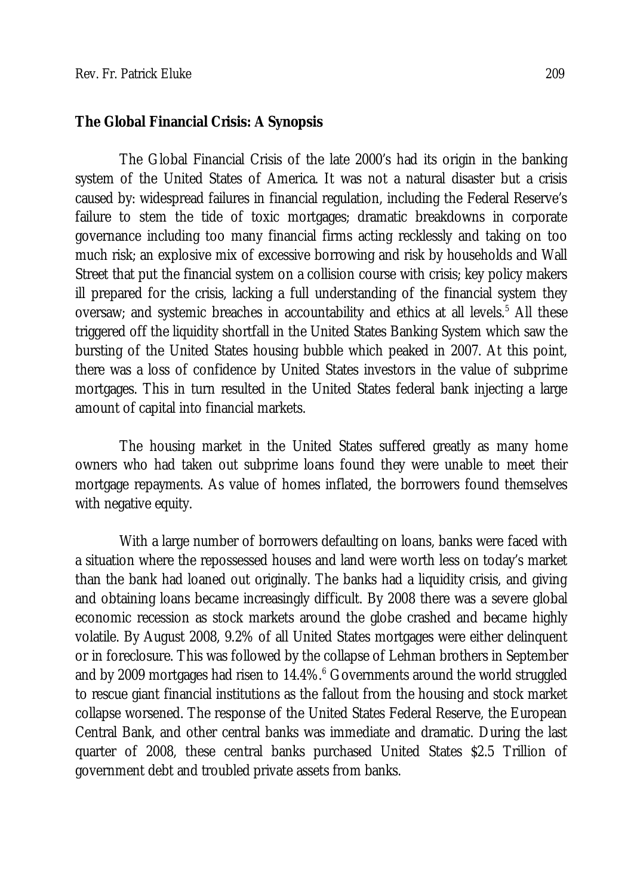**The Global Financial Crisis: A Synopsis**

The Global Financial Crisis of the late 2000's had its origin in the banking system of the United States of America. It was not a natural disaster but a crisis caused by: widespread failures in financial regulation, including the Federal Reserve's failure to stem the tide of toxic mortgages; dramatic breakdowns in corporate governance including too many financial firms acting recklessly and taking on too much risk; an explosive mix of excessive borrowing and risk by households and Wall Street that put the financial system on a collision course with crisis; key policy makers ill prepared for the crisis, lacking a full understanding of the financial system they oversaw; and systemic breaches in accountability and ethics at all levels.[5] All these triggered off the liquidity shortfall in the United States Banking System which saw the bursting of the United States housing bubble which peaked in 2007. At this point, there was a loss of confidence by United States investors in the value of subprime mortgages. This in turn resulted in the United States federal bank injecting a large amount of capital into financial markets.

The housing market in the United States suffered greatly as many home owners who had taken out subprime loans found they were unable to meet their mortgage repayments. As value of homes inflated, the borrowers found themselves with negative equity.

With a large number of borrowers defaulting on loans, banks were faced with a situation where the repossessed houses and land were worth less on today's market than the bank had loaned out originally. The banks had a liquidity crisis, and giving and obtaining loans became increasingly difficult. By 2008 there was a severe global economic recession as stock markets around the globe crashed and became highly volatile. By August 2008, 9.2% of all United States mortgages were either delinquent or in foreclosure. This was followed by the collapse of Lehman brothers in September and by 2009 mortgages had risen to 14.4%.[6] Governments around the world struggled to rescue giant financial institutions as the fallout from the housing and stock market collapse worsened. The response of the United States Federal Reserve, the European Central Bank, and other central banks was immediate and dramatic. During the last quarter of 2008, these central banks purchased United States $2.5 Trillion of government debt and troubled private assets from banks.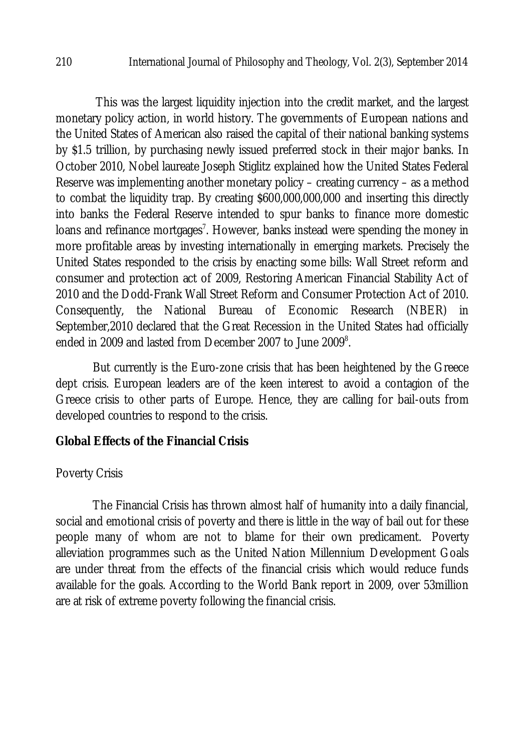This was the largest liquidity injection into the credit market, and the largest monetary policy action, in world history. The governments of European nations and the United States of American also raised the capital of their national banking systems by $1.5 trillion, by purchasing newly issued preferred stock in their major banks. In October 2010, Nobel laureate Joseph Stiglitz explained how the United States Federal Reserve was implementing another monetary policy – creating currency – as a method to combat the liquidity trap. By creating $600,000,000,000 and inserting this directly into banks the Federal Reserve intended to spur banks to finance more domestic loans and refinance mortgages[7]. However, banks instead were spending the money in more profitable areas by investing internationally in emerging markets. Precisely the United States responded to the crisis by enacting some bills: Wall Street reform and consumer and protection act of 2009, Restoring American Financial Stability Act of 2010 and the Dodd-Frank Wall Street Reform and Consumer Protection Act of 2010. Consequently, the National Bureau of Economic Research (NBER) in September,2010 declared that the Great Recession in the United States had officially ended in 2009 and lasted from December 2007 to June 2009[8].

But currently is the Euro-zone crisis that has been heightened by the Greece dept crisis. European leaders are of the keen interest to avoid a contagion of the Greece crisis to other parts of Europe. Hence, they are calling for bail-outs from developed countries to respond to the crisis.

## Global Effects of the Financial Crisis

### Poverty Crisis

The Financial Crisis has thrown almost half of humanity into a daily financial, social and emotional crisis of poverty and there is little in the way of bail out for these people many of whom are not to blame for their own predicament. Poverty alleviation programmes such as the United Nation Millennium Development Goals are under threat from the effects of the financial crisis which would reduce funds available for the goals. According to the World Bank report in 2009, over 53million are at risk of extreme poverty following the financial crisis.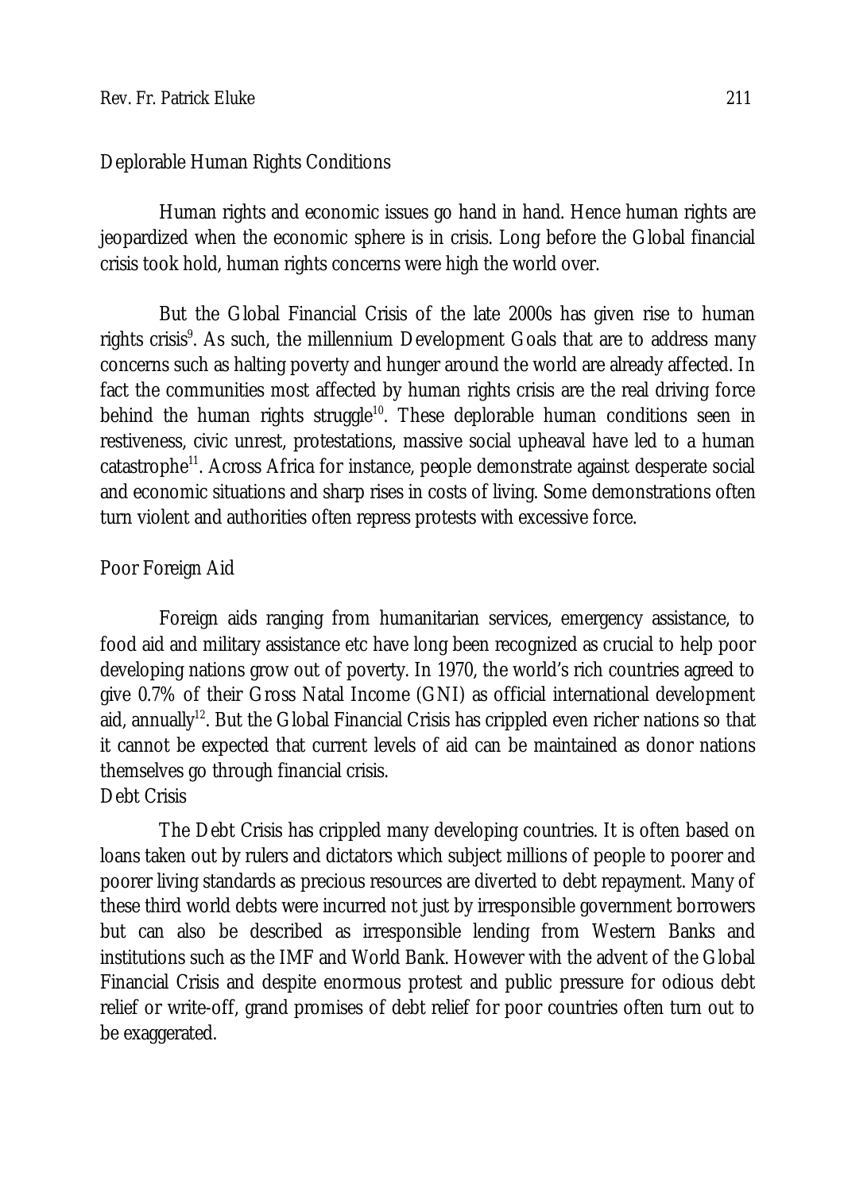## Deplorable Human Rights Conditions

Human rights and economic issues go hand in hand. Hence human rights are jeopardized when the economic sphere is in crisis. Long before the Global financial crisis took hold, human rights concerns were high the world over.

But the Global Financial Crisis of the late 2000s has given rise to human rights crisis[9]. As such, the millennium Development Goals that are to address many concerns such as halting poverty and hunger around the world are already affected. In fact the communities most affected by human rights crisis are the real driving force behind the human rights struggle[10]. These deplorable human conditions seen in restiveness, civic unrest, protestations, massive social upheaval have led to a human catastrophe[11]. Across Africa for instance, people demonstrate against desperate social and economic situations and sharp rises in costs of living. Some demonstrations often turn violent and authorities often repress protests with excessive force.

## Poor Foreign Aid

Foreign aids ranging from humanitarian services, emergency assistance, to food aid and military assistance etc have long been recognized as crucial to help poor developing nations grow out of poverty. In 1970, the world's rich countries agreed to give 0.7% of their Gross Natal Income (GNI) as official international development aid, annually[12]. But the Global Financial Crisis has crippled even richer nations so that it cannot be expected that current levels of aid can be maintained as donor nations themselves go through financial crisis.

## Debt Crisis

The Debt Crisis has crippled many developing countries. It is often based on loans taken out by rulers and dictators which subject millions of people to poorer and poorer living standards as precious resources are diverted to debt repayment. Many of these third world debts were incurred not just by irresponsible government borrowers but can also be described as irresponsible lending from Western Banks and institutions such as the IMF and World Bank. However with the advent of the Global Financial Crisis and despite enormous protest and public pressure for odious debt relief or write-off, grand promises of debt relief for poor countries often turn out to be exaggerated.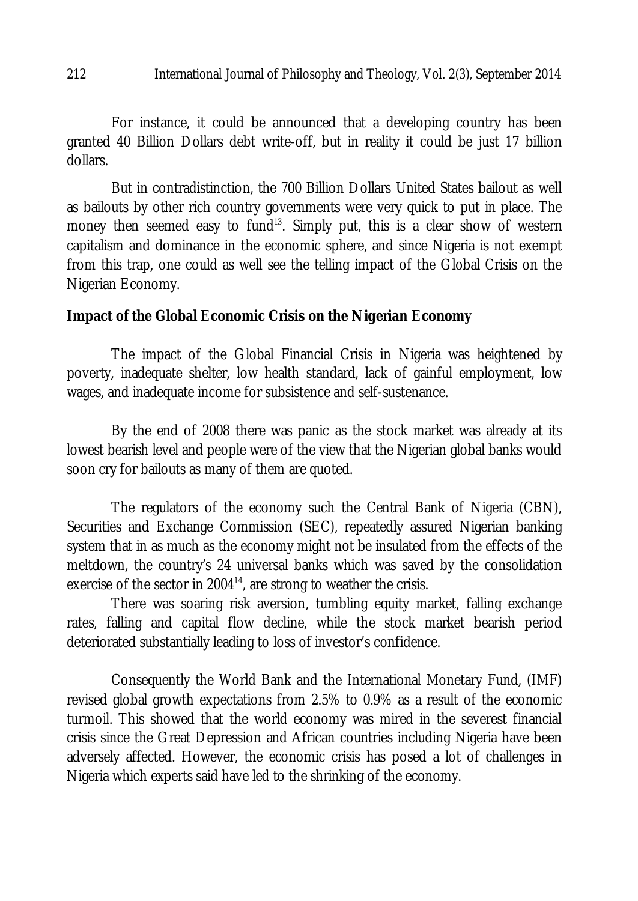For instance, it could be announced that a developing country has been granted 40 Billion Dollars debt write-off, but in reality it could be just 17 billion dollars.

But in contradistinction, the 700 Billion Dollars United States bailout as well as bailouts by other rich country governments were very quick to put in place. The money then seemed easy to fund[13]. Simply put, this is a clear show of western capitalism and dominance in the economic sphere, and since Nigeria is not exempt from this trap, one could as well see the telling impact of the Global Crisis on the Nigerian Economy.

**Impact of the Global Economic Crisis on the Nigerian Economy**

The impact of the Global Financial Crisis in Nigeria was heightened by poverty, inadequate shelter, low health standard, lack of gainful employment, low wages, and inadequate income for subsistence and self-sustenance.

By the end of 2008 there was panic as the stock market was already at its lowest bearish level and people were of the view that the Nigerian global banks would soon cry for bailouts as many of them are quoted.

The regulators of the economy such the Central Bank of Nigeria (CBN), Securities and Exchange Commission (SEC), repeatedly assured Nigerian banking system that in as much as the economy might not be insulated from the effects of the meltdown, the country's 24 universal banks which was saved by the consolidation exercise of the sector in 2004[14], are strong to weather the crisis.

There was soaring risk aversion, tumbling equity market, falling exchange rates, falling and capital flow decline, while the stock market bearish period deteriorated substantially leading to loss of investor's confidence.

Consequently the World Bank and the International Monetary Fund, (IMF) revised global growth expectations from 2.5% to 0.9% as a result of the economic turmoil. This showed that the world economy was mired in the severest financial crisis since the Great Depression and African countries including Nigeria have been adversely affected. However, the economic crisis has posed a lot of challenges in Nigeria which experts said have led to the shrinking of the economy.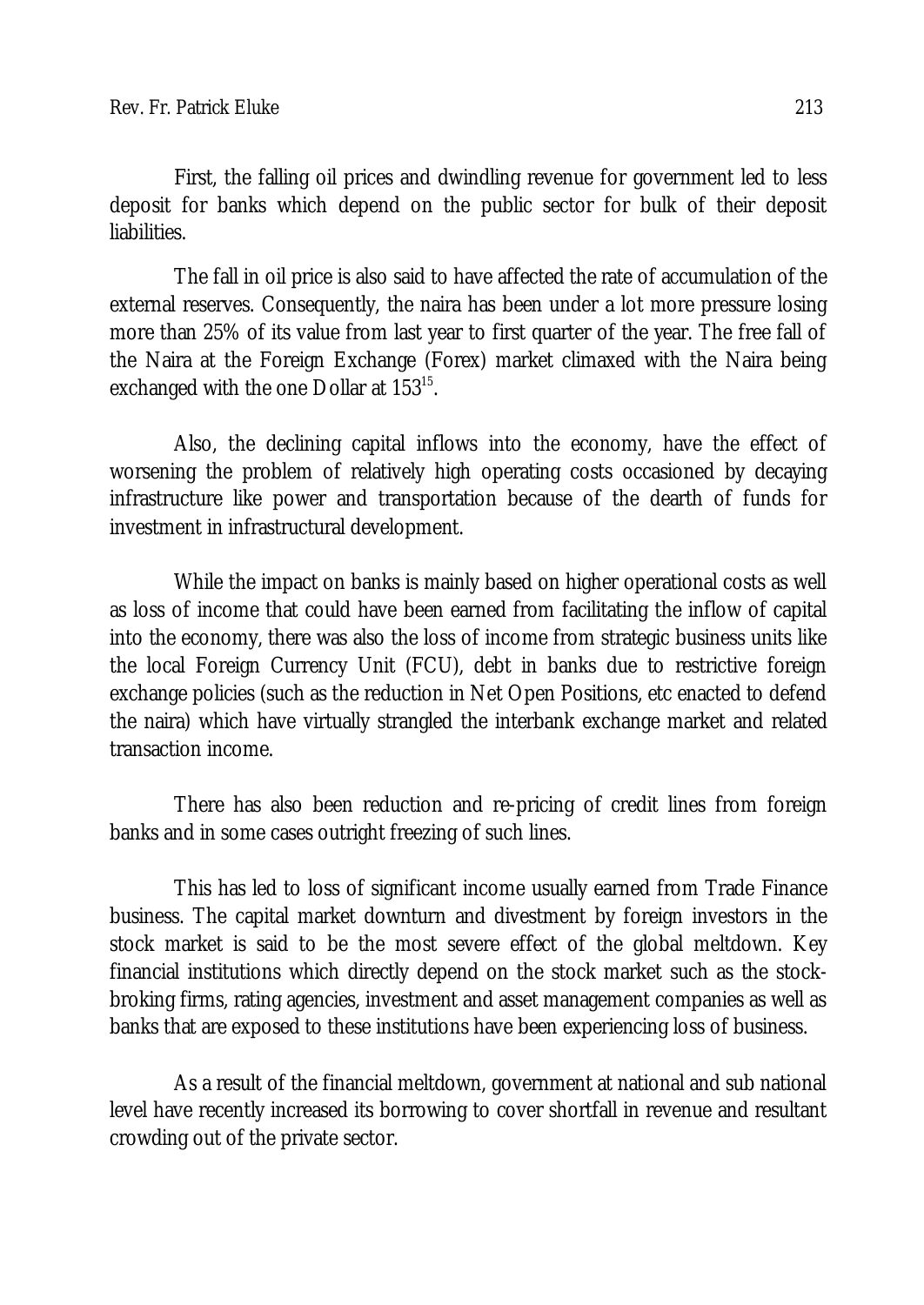First, the falling oil prices and dwindling revenue for government led to less deposit for banks which depend on the public sector for bulk of their deposit liabilities.

The fall in oil price is also said to have affected the rate of accumulation of the external reserves. Consequently, the naira has been under a lot more pressure losing more than 25% of its value from last year to first quarter of the year. The free fall of the Naira at the Foreign Exchange (Forex) market climaxed with the Naira being exchanged with the one Dollar at 153[15].

Also, the declining capital inflows into the economy, have the effect of worsening the problem of relatively high operating costs occasioned by decaying infrastructure like power and transportation because of the dearth of funds for investment in infrastructural development.

While the impact on banks is mainly based on higher operational costs as well as loss of income that could have been earned from facilitating the inflow of capital into the economy, there was also the loss of income from strategic business units like the local Foreign Currency Unit (FCU), debt in banks due to restrictive foreign exchange policies (such as the reduction in Net Open Positions, etc enacted to defend the naira) which have virtually strangled the interbank exchange market and related transaction income.

There has also been reduction and re-pricing of credit lines from foreign banks and in some cases outright freezing of such lines.

This has led to loss of significant income usually earned from Trade Finance business. The capital market downturn and divestment by foreign investors in the stock market is said to be the most severe effect of the global meltdown. Key financial institutions which directly depend on the stock market such as the stock-broking firms, rating agencies, investment and asset management companies as well as banks that are exposed to these institutions have been experiencing loss of business.

As a result of the financial meltdown, government at national and sub national level have recently increased its borrowing to cover shortfall in revenue and resultant crowding out of the private sector.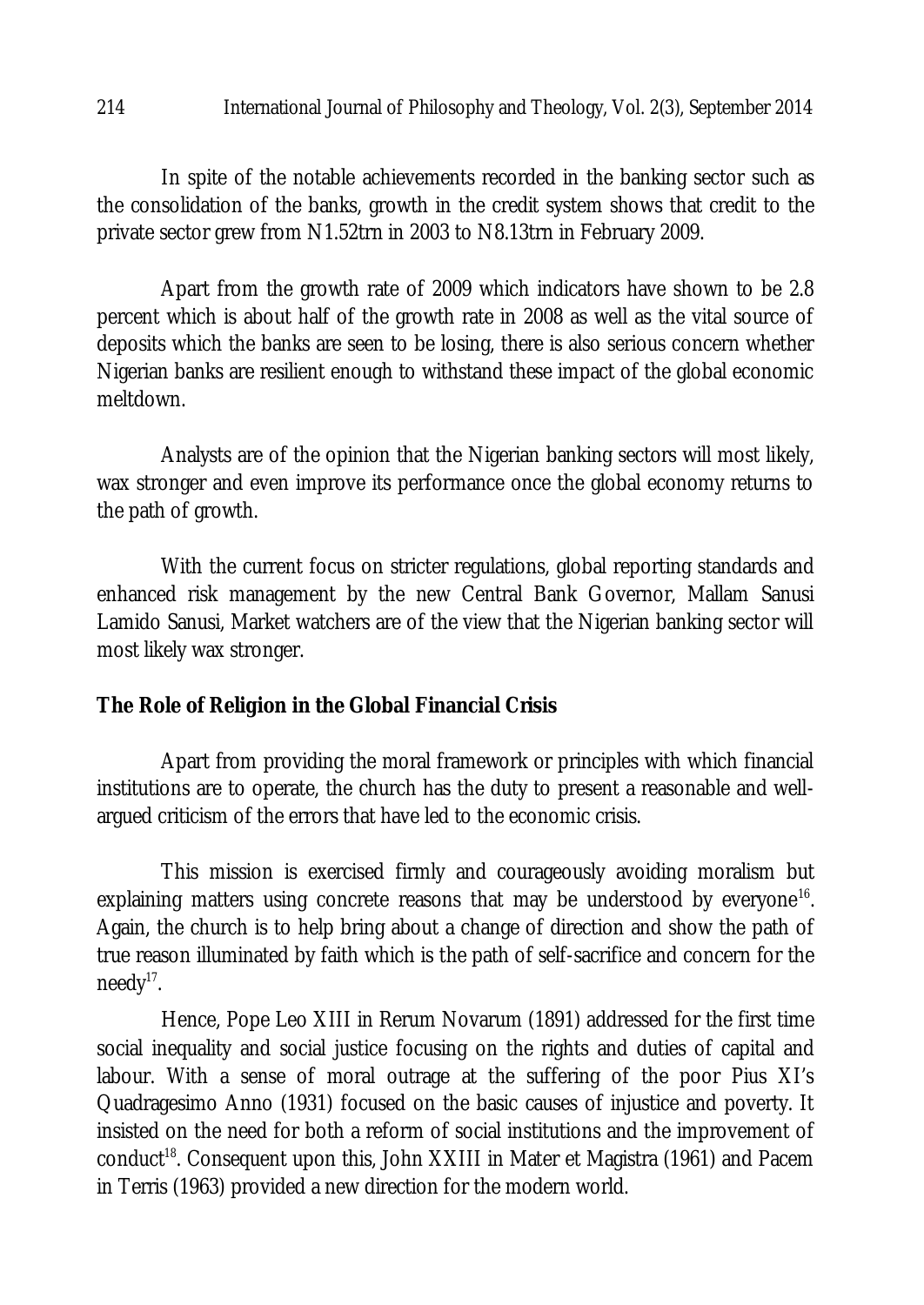In spite of the notable achievements recorded in the banking sector such as the consolidation of the banks, growth in the credit system shows that credit to the private sector grew from N1.52trn in 2003 to N8.13trn in February 2009.

Apart from the growth rate of 2009 which indicators have shown to be 2.8 percent which is about half of the growth rate in 2008 as well as the vital source of deposits which the banks are seen to be losing, there is also serious concern whether Nigerian banks are resilient enough to withstand these impact of the global economic meltdown.

Analysts are of the opinion that the Nigerian banking sectors will most likely, wax stronger and even improve its performance once the global economy returns to the path of growth.

With the current focus on stricter regulations, global reporting standards and enhanced risk management by the new Central Bank Governor, Mallam Sanusi Lamido Sanusi, Market watchers are of the view that the Nigerian banking sector will most likely wax stronger.

## The Role of Religion in the Global Financial Crisis

Apart from providing the moral framework or principles with which financial institutions are to operate, the church has the duty to present a reasonable and well-argued criticism of the errors that have led to the economic crisis.

This mission is exercised firmly and courageously avoiding moralism but explaining matters using concrete reasons that may be understood by everyone[16]. Again, the church is to help bring about a change of direction and show the path of true reason illuminated by faith which is the path of self-sacrifice and concern for the needy[17].

Hence, Pope Leo XIII in Rerum Novarum (1891) addressed for the first time social inequality and social justice focusing on the rights and duties of capital and labour. With a sense of moral outrage at the suffering of the poor Pius XI's Quadragesimo Anno (1931) focused on the basic causes of injustice and poverty. It insisted on the need for both a reform of social institutions and the improvement of conduct[18]. Consequent upon this, John XXIII in Mater et Magistra (1961) and Pacem in Terris (1963) provided a new direction for the modern world.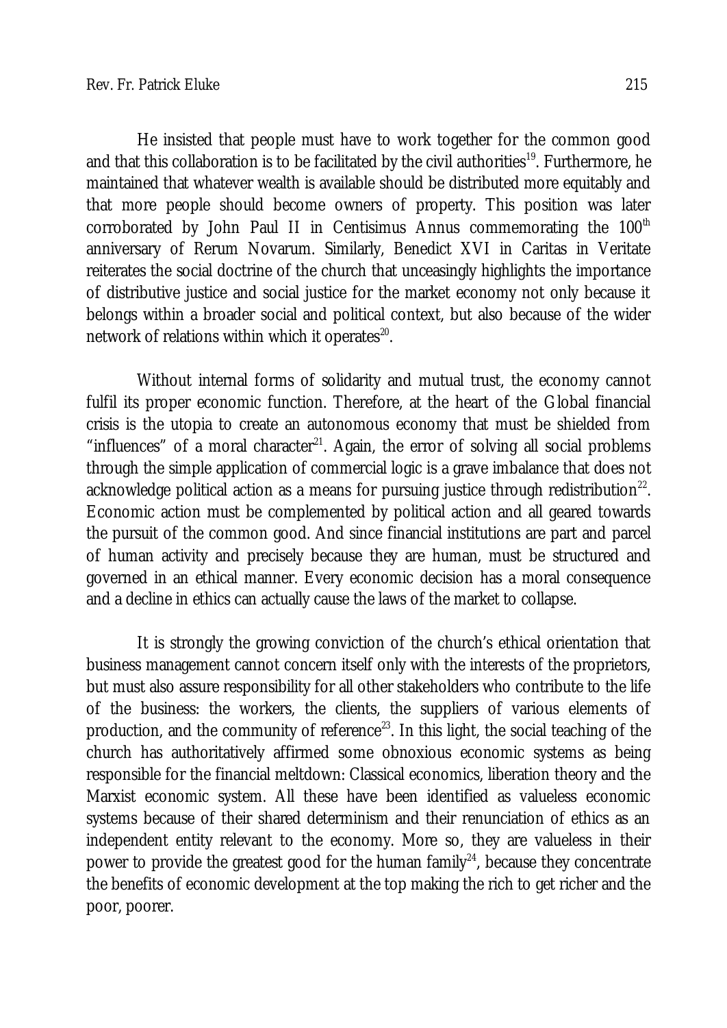He insisted that people must have to work together for the common good and that this collaboration is to be facilitated by the civil authorities[19]. Furthermore, he maintained that whatever wealth is available should be distributed more equitably and that more people should become owners of property. This position was later corroborated by John Paul II in Centisimus Annus commemorating the 100th anniversary of Rerum Novarum. Similarly, Benedict XVI in Caritas in Veritate reiterates the social doctrine of the church that unceasingly highlights the importance of distributive justice and social justice for the market economy not only because it belongs within a broader social and political context, but also because of the wider network of relations within which it operates[20].

Without internal forms of solidarity and mutual trust, the economy cannot fulfil its proper economic function. Therefore, at the heart of the Global financial crisis is the utopia to create an autonomous economy that must be shielded from "influences" of a moral character[21]. Again, the error of solving all social problems through the simple application of commercial logic is a grave imbalance that does not acknowledge political action as a means for pursuing justice through redistribution[22]. Economic action must be complemented by political action and all geared towards the pursuit of the common good. And since financial institutions are part and parcel of human activity and precisely because they are human, must be structured and governed in an ethical manner. Every economic decision has a moral consequence and a decline in ethics can actually cause the laws of the market to collapse.

It is strongly the growing conviction of the church's ethical orientation that business management cannot concern itself only with the interests of the proprietors, but must also assure responsibility for all other stakeholders who contribute to the life of the business: the workers, the clients, the suppliers of various elements of production, and the community of reference[23]. In this light, the social teaching of the church has authoritatively affirmed some obnoxious economic systems as being responsible for the financial meltdown: Classical economics, liberation theory and the Marxist economic system. All these have been identified as valueless economic systems because of their shared determinism and their renunciation of ethics as an independent entity relevant to the economy. More so, they are valueless in their power to provide the greatest good for the human family[24], because they concentrate the benefits of economic development at the top making the rich to get richer and the poor, poorer.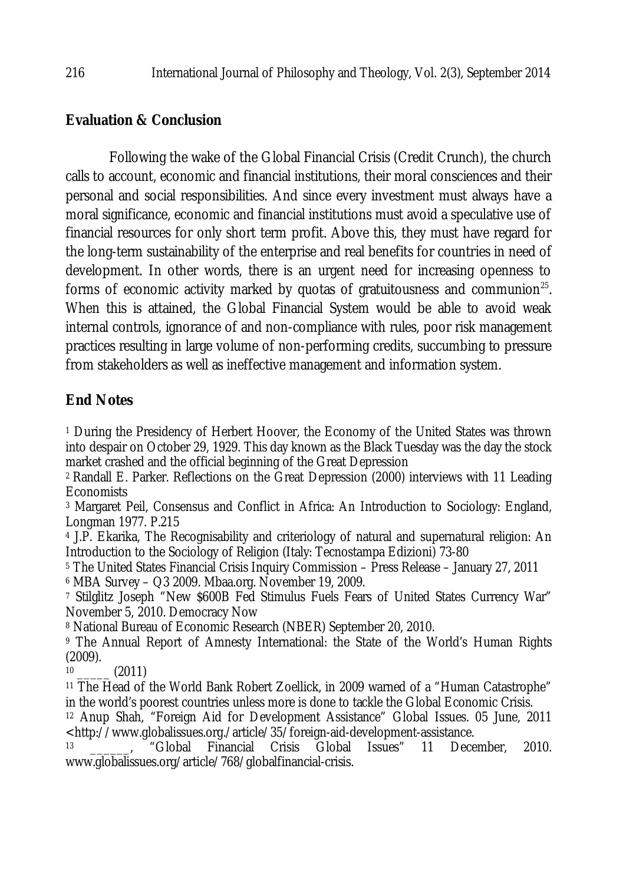## Evaluation & Conclusion

Following the wake of the Global Financial Crisis (Credit Crunch), the church calls to account, economic and financial institutions, their moral consciences and their personal and social responsibilities. And since every investment must always have a moral significance, economic and financial institutions must avoid a speculative use of financial resources for only short term profit. Above this, they must have regard for the long-term sustainability of the enterprise and real benefits for countries in need of development. In other words, there is an urgent need for increasing openness to forms of economic activity marked by quotas of gratuitousness and communion[25]. When this is attained, the Global Financial System would be able to avoid weak internal controls, ignorance of and non-compliance with rules, poor risk management practices resulting in large volume of non-performing credits, succumbing to pressure from stakeholders as well as ineffective management and information system.

## End Notes

1 During the Presidency of Herbert Hoover, the Economy of the United States was thrown into despair on October 29, 1929. This day known as the Black Tuesday was the day the stock market crashed and the official beginning of the Great Depression

2 Randall E. Parker. Reflections on the Great Depression (2000) interviews with 11 Leading Economists

3 Margaret Peil, Consensus and Conflict in Africa: An Introduction to Sociology: England, Longman 1977. P.215

4 J.P. Ekarika, The Recognisability and criteriology of natural and supernatural religion: An Introduction to the Sociology of Religion (Italy: Tecnostampa Edizioni) 73-80

5 The United States Financial Crisis Inquiry Commission – Press Release – January 27, 2011

6 MBA Survey – Q3 2009. Mbaa.org. November 19, 2009.

7 Stilglitz Joseph "New $600B Fed Stimulus Fuels Fears of United States Currency War" November 5, 2010. Democracy Now

8 National Bureau of Economic Research (NBER) September 20, 2010.

9 The Annual Report of Amnesty International: the State of the World's Human Rights (2009).

10 _____ (2011)

11 The Head of the World Bank Robert Zoellick, in 2009 warned of a "Human Catastrophe" in the world's poorest countries unless more is done to tackle the Global Economic Crisis.

12 Anup Shah, "Foreign Aid for Development Assistance" Global Issues. 05 June, 2011 <http://www.globalissues.org./article/35/foreign-aid-development-assistance.

13 ______, "Global Financial Crisis Global Issues" 11 December, 2010. www.globalissues.org/article/768/globalfinancial-crisis.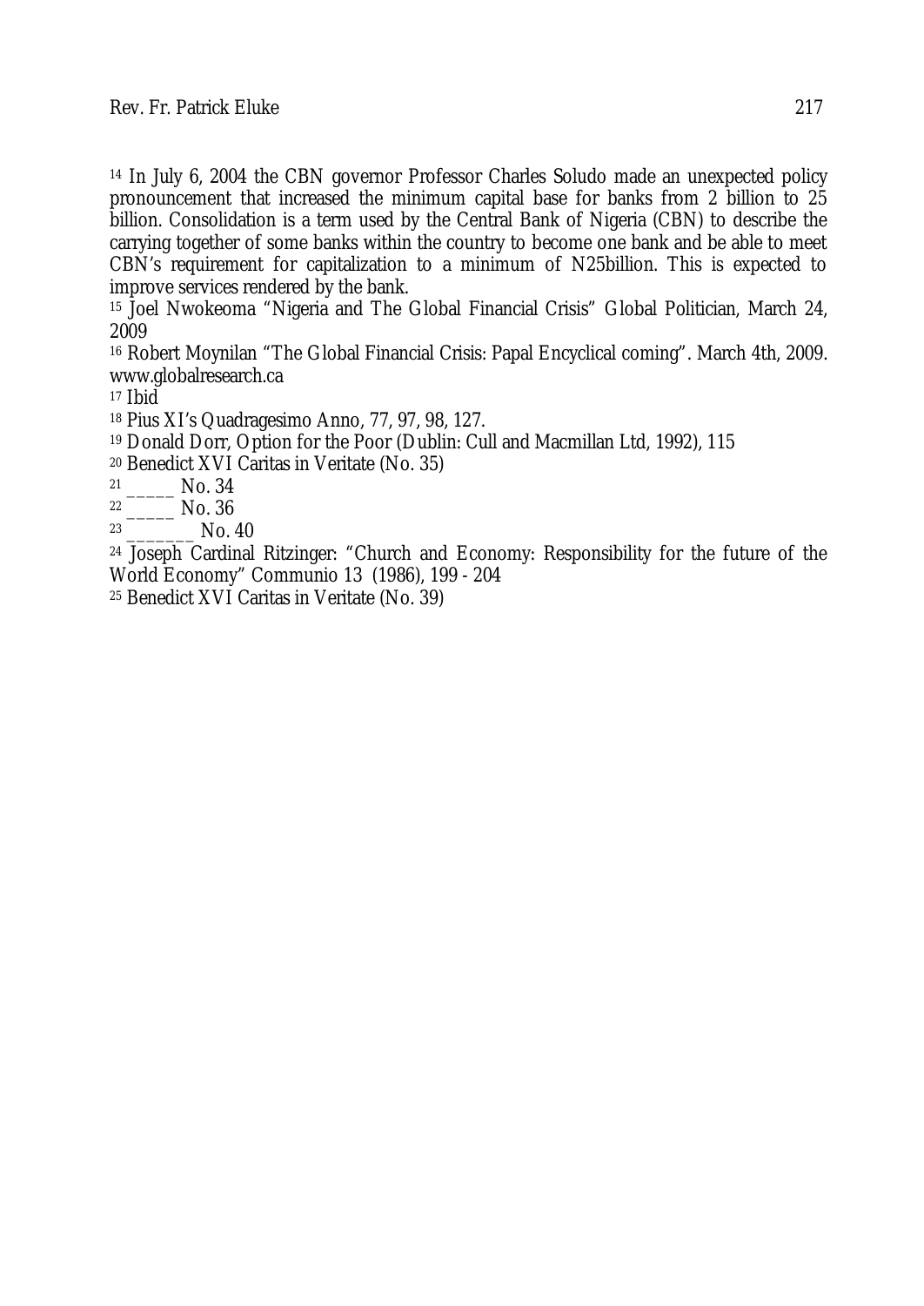[14] In July 6, 2004 the CBN governor Professor Charles Soludo made an unexpected policy pronouncement that increased the minimum capital base for banks from 2 billion to 25 billion. Consolidation is a term used by the Central Bank of Nigeria (CBN) to describe the carrying together of some banks within the country to become one bank and be able to meet CBN's requirement for capitalization to a minimum of N25billion. This is expected to improve services rendered by the bank.

[15] Joel Nwokeoma "Nigeria and The Global Financial Crisis" Global Politician, March 24, 2009

[16] Robert Moynilan "The Global Financial Crisis: Papal Encyclical coming". March 4th, 2009. www.globalresearch.ca

[17] Ibid

[18] Pius XI's Quadragesimo Anno, 77, 97, 98, 127.

[19] Donald Dorr, Option for the Poor (Dublin: Cull and Macmillan Ltd, 1992), 115

[20] Benedict XVI Caritas in Veritate (No. 35)

[21] _____ No. 34

[22] _____ No. 36

[23] _______ No. 40

[24] Joseph Cardinal Ritzinger: "Church and Economy: Responsibility for the future of the World Economy" Communio 13 (1986), 199 - 204

[25] Benedict XVI Caritas in Veritate (No. 39)